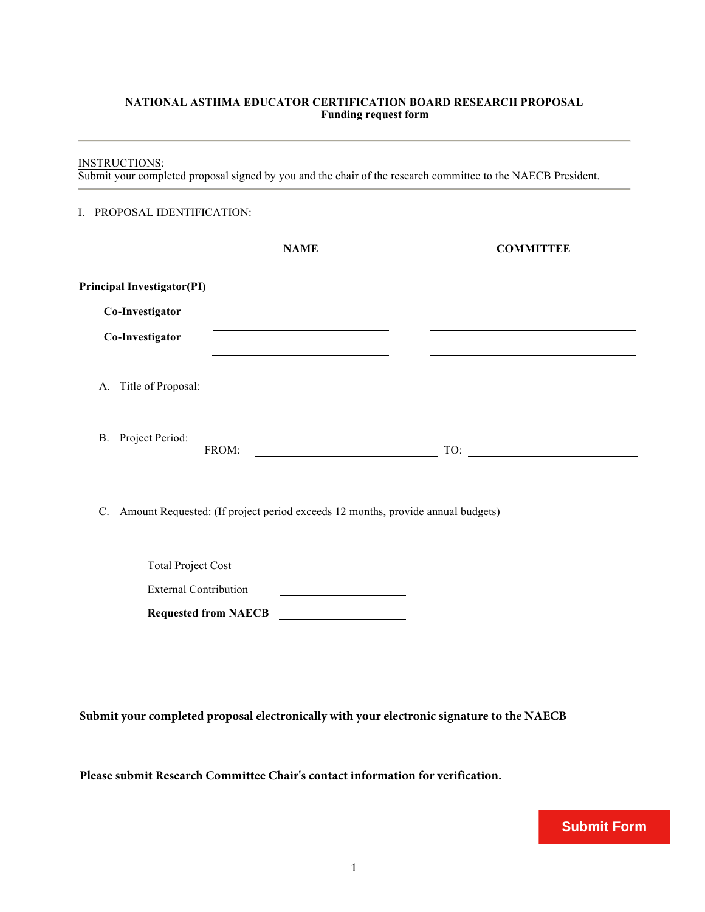# NATIONAL ASTHMA EDUCATOR CERTIFICATION BOARD RESEARCH PROPOSAL

**Funding request form**

---

INSTRUCTIONS:
Submit your completed proposal signed by you and the chair of the research committee to the NAECB President.

---

I. PROPOSAL IDENTIFICATION:

| | NAME | COMMITTEE |
|---|---|---|
| **Principal Investigator(PI)** | | |
| **Co-Investigator** | | |
| **Co-Investigator** | | |

A. Title of Proposal: ______________________________

B. Project Period:
FROM: ______________________ TO: ______________________

C. Amount Requested: (If project period exceeds 12 months, provide annual budgets)

| | |
|---|---|
| Total Project Cost | |
| External Contribution | |
| **Requested from NAECB** | |

**Submit your completed proposal electronically with your electronic signature to the NAECB**

**Please submit Research Committee Chair's contact information for verification.**

Submit Form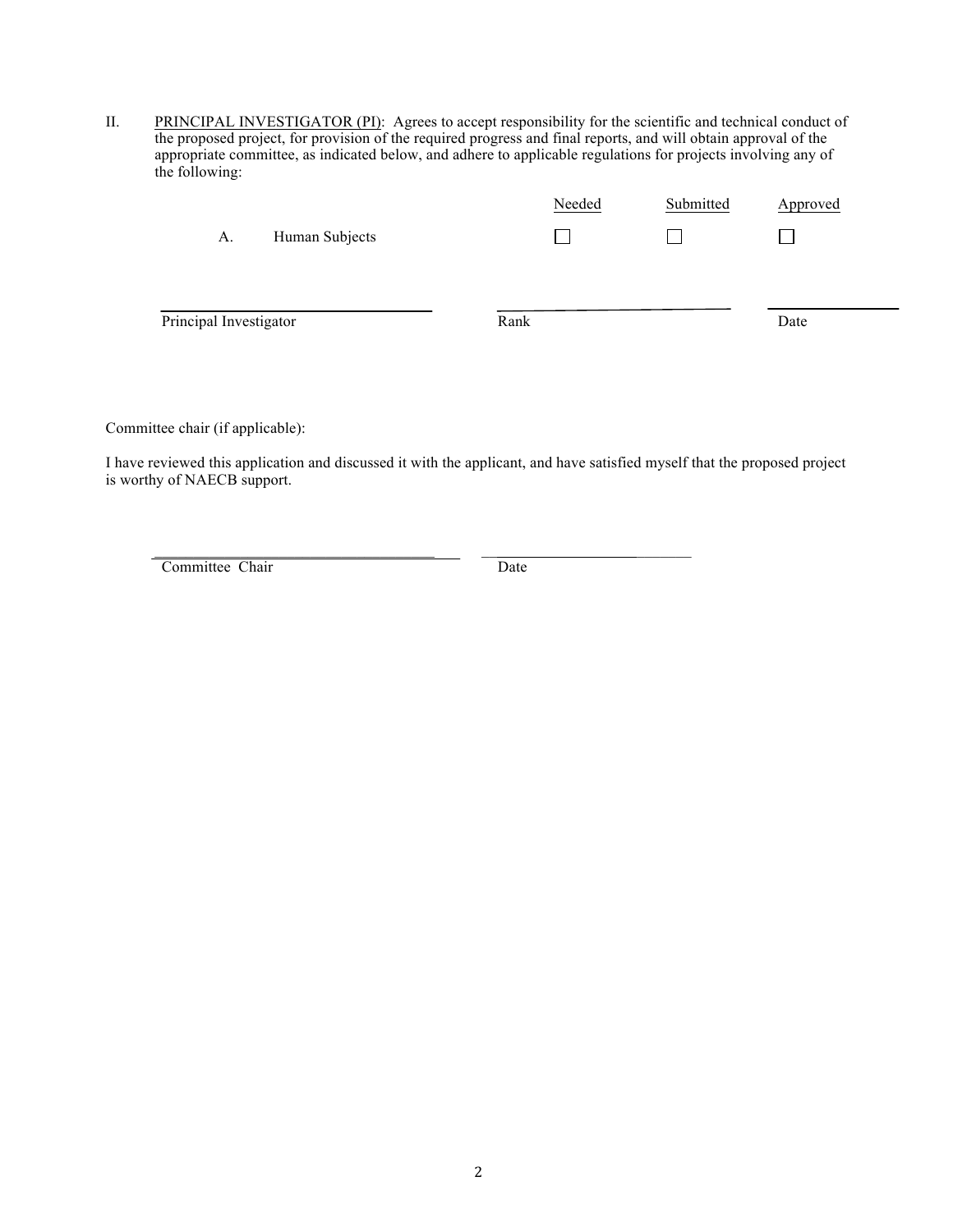II. <u>PRINCIPAL INVESTIGATOR (PI)</u>: Agrees to accept responsibility for the scientific and technical conduct of the proposed project, for provision of the required progress and final reports, and will obtain approval of the appropriate committee, as indicated below, and adhere to applicable regulations for projects involving any of the following:

| | Needed | Submitted | Approved |
|---|---|---|---|
| A. Human Subjects | ☐ | ☐ | ☐ |

| ______________________ | ______________________ | ______________________ |
|---|---|---|
| Principal Investigator | Rank | Date |

Committee chair (if applicable):

I have reviewed this application and discussed it with the applicant, and have satisfied myself that the proposed project is worthy of NAECB support.

| ______________________ | ______________________ |
|---|---|
| Committee Chair | Date |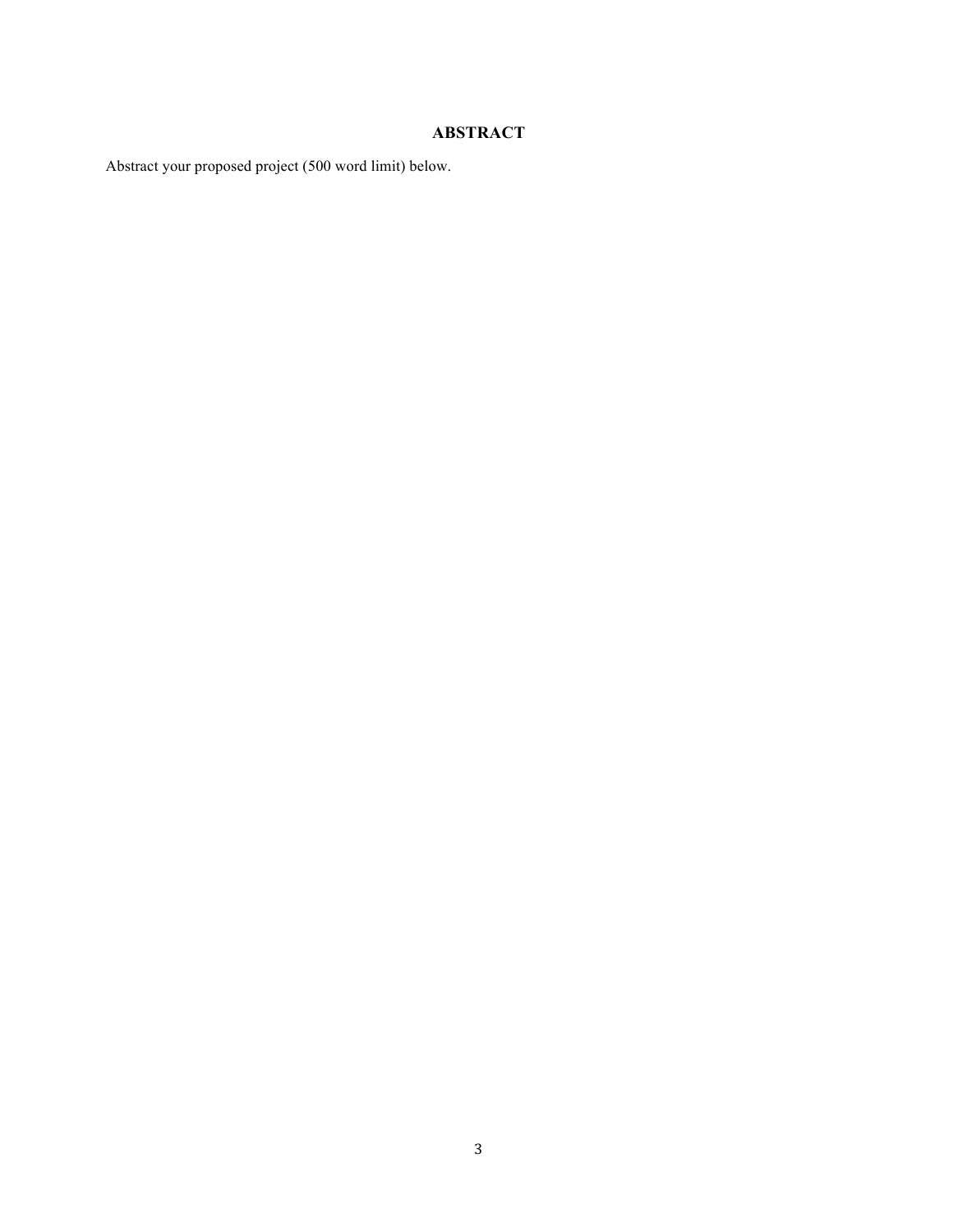## ABSTRACT

Abstract your proposed project (500 word limit) below.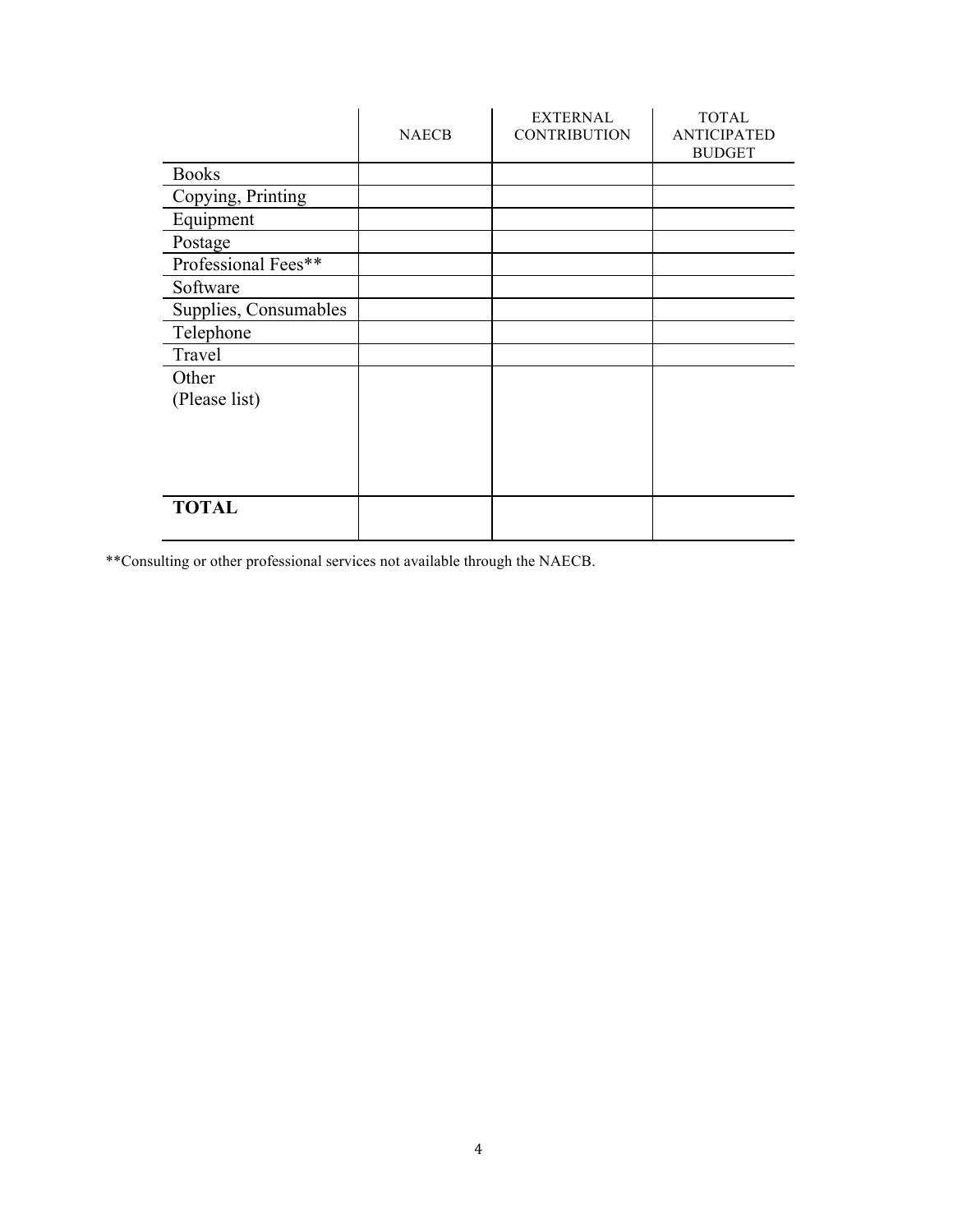| | NAECB | EXTERNAL CONTRIBUTION | TOTAL ANTICIPATED BUDGET |
|---|---|---|---|
| Books | | | |
| Copying, Printing | | | |
| Equipment | | | |
| Postage | | | |
| Professional Fees** | | | |
| Software | | | |
| Supplies, Consumables | | | |
| Telephone | | | |
| Travel | | | |
| Other (Please list) | | | |
| **TOTAL** | | | |

**Consulting or other professional services not available through the NAECB.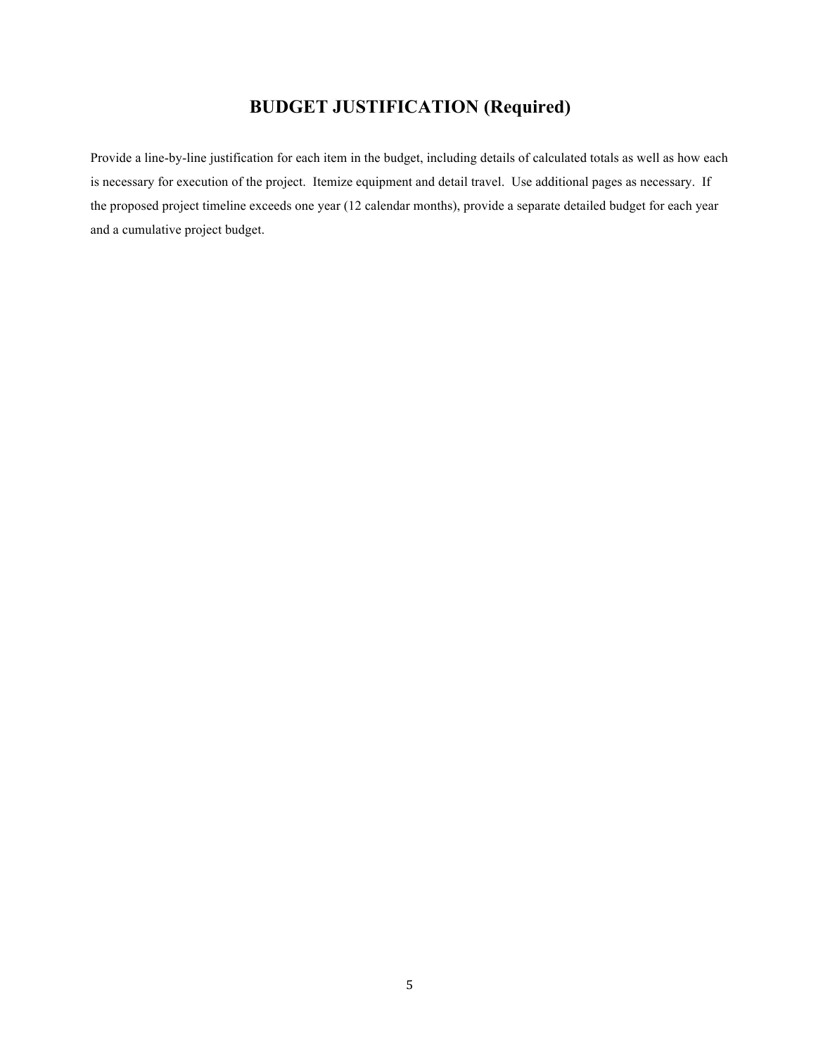# BUDGET JUSTIFICATION (Required)

Provide a line-by-line justification for each item in the budget, including details of calculated totals as well as how each is necessary for execution of the project. Itemize equipment and detail travel. Use additional pages as necessary. If the proposed project timeline exceeds one year (12 calendar months), provide a separate detailed budget for each year and a cumulative project budget.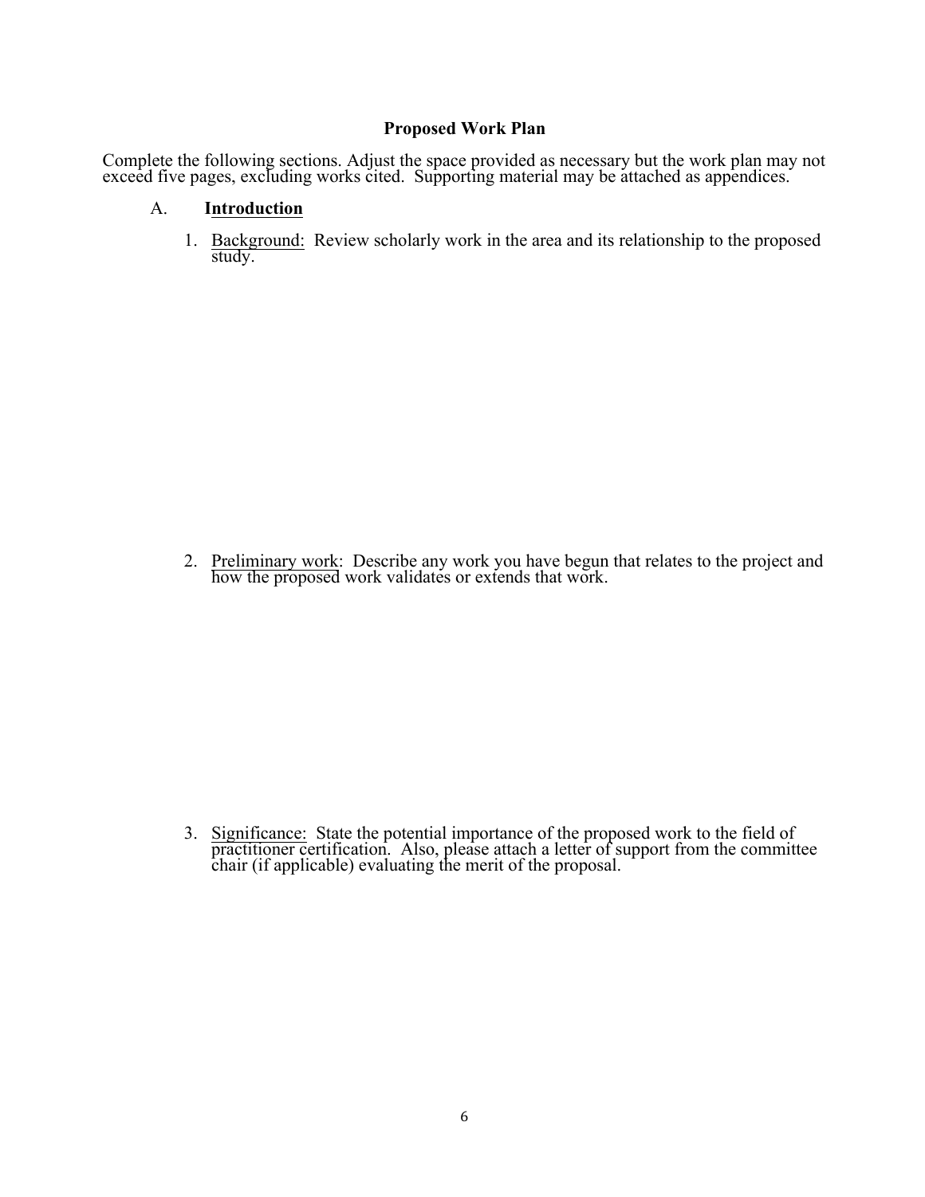## Proposed Work Plan

Complete the following sections. Adjust the space provided as necessary but the work plan may not exceed five pages, excluding works cited. Supporting material may be attached as appendices.

### A. Introduction

1. Background: Review scholarly work in the area and its relationship to the proposed study.

2. Preliminary work: Describe any work you have begun that relates to the project and how the proposed work validates or extends that work.

3. Significance: State the potential importance of the proposed work to the field of practitioner certification. Also, please attach a letter of support from the committee chair (if applicable) evaluating the merit of the proposal.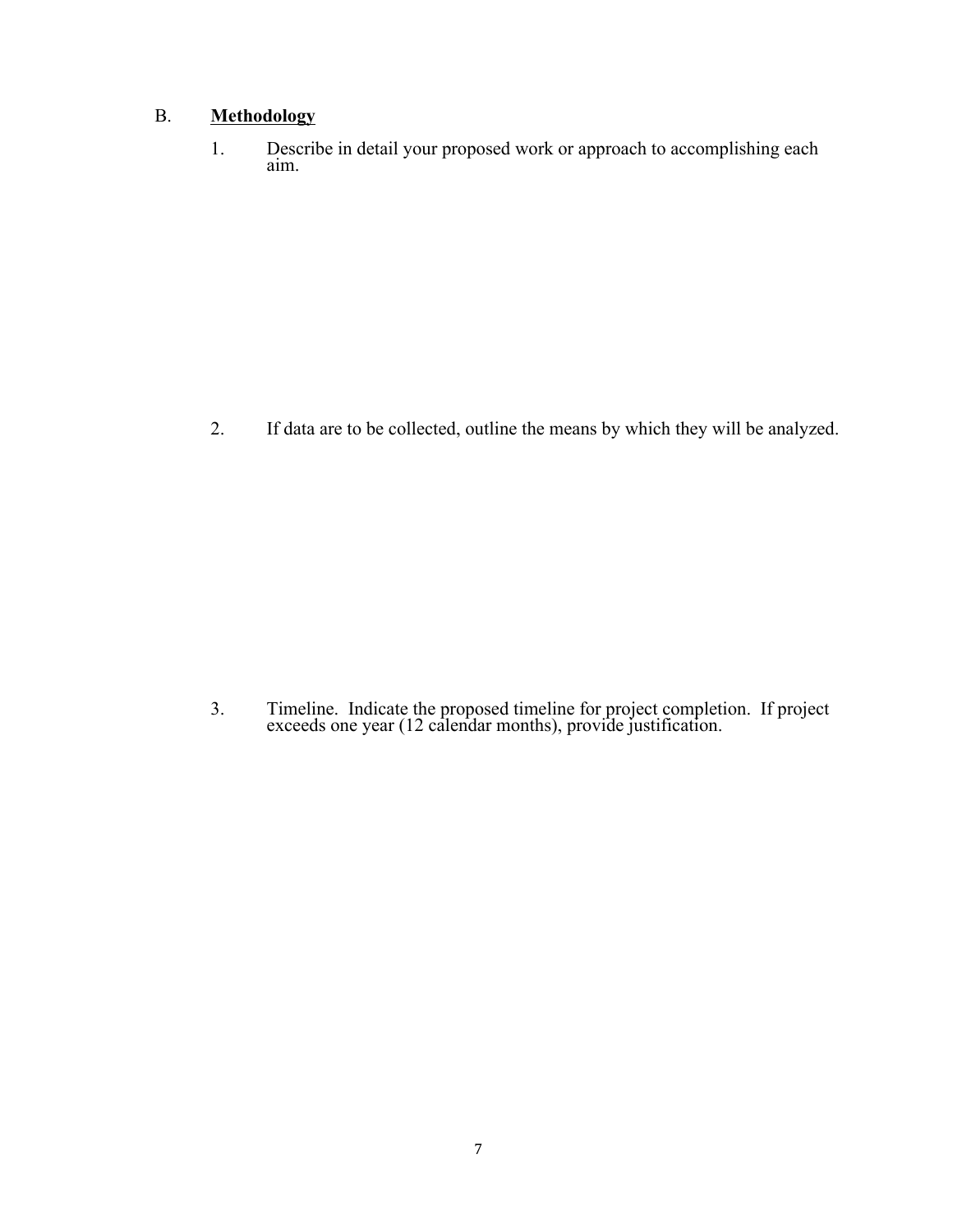B. **<u>Methodology</u>**

1. Describe in detail your proposed work or approach to accomplishing each aim.

2. If data are to be collected, outline the means by which they will be analyzed.

3. Timeline. Indicate the proposed timeline for project completion. If project exceeds one year (12 calendar months), provide justification.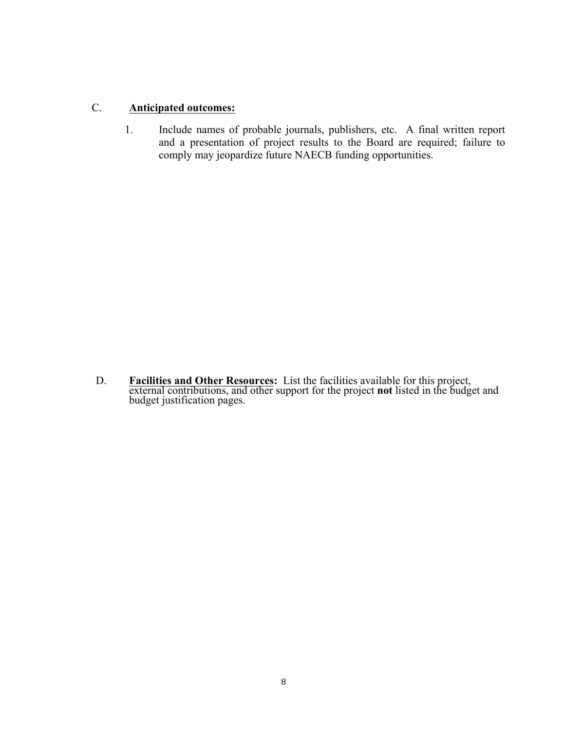C. **<u>Anticipated outcomes:</u>**

1. Include names of probable journals, publishers, etc. A final written report and a presentation of project results to the Board are required; failure to comply may jeopardize future NAECB funding opportunities.

D. **<u>Facilities and Other Resources</u>:** List the facilities available for this project, external contributions, and other support for the project **not** listed in the budget and budget justification pages.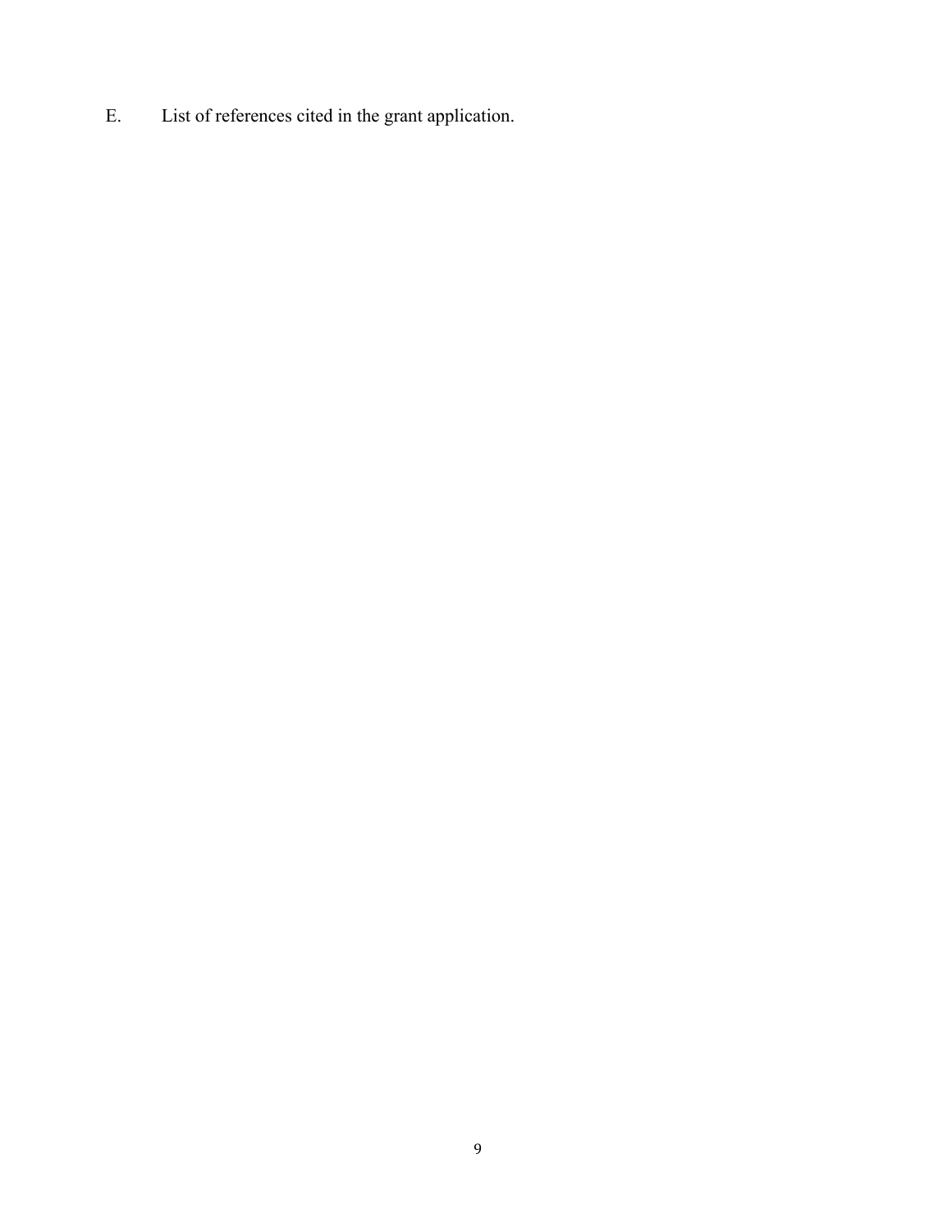E. List of references cited in the grant application.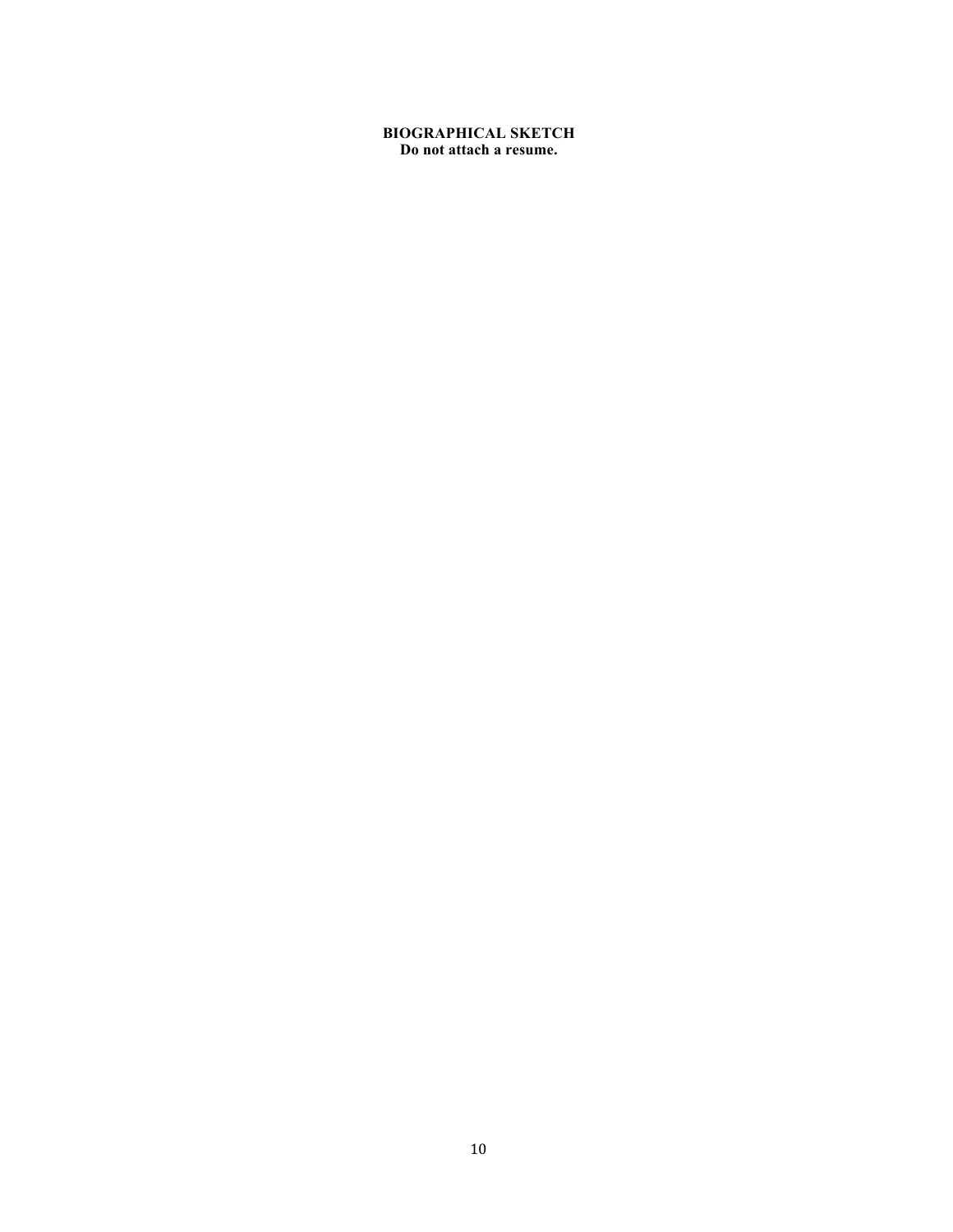**BIOGRAPHICAL SKETCH**
**Do not attach a resume.**